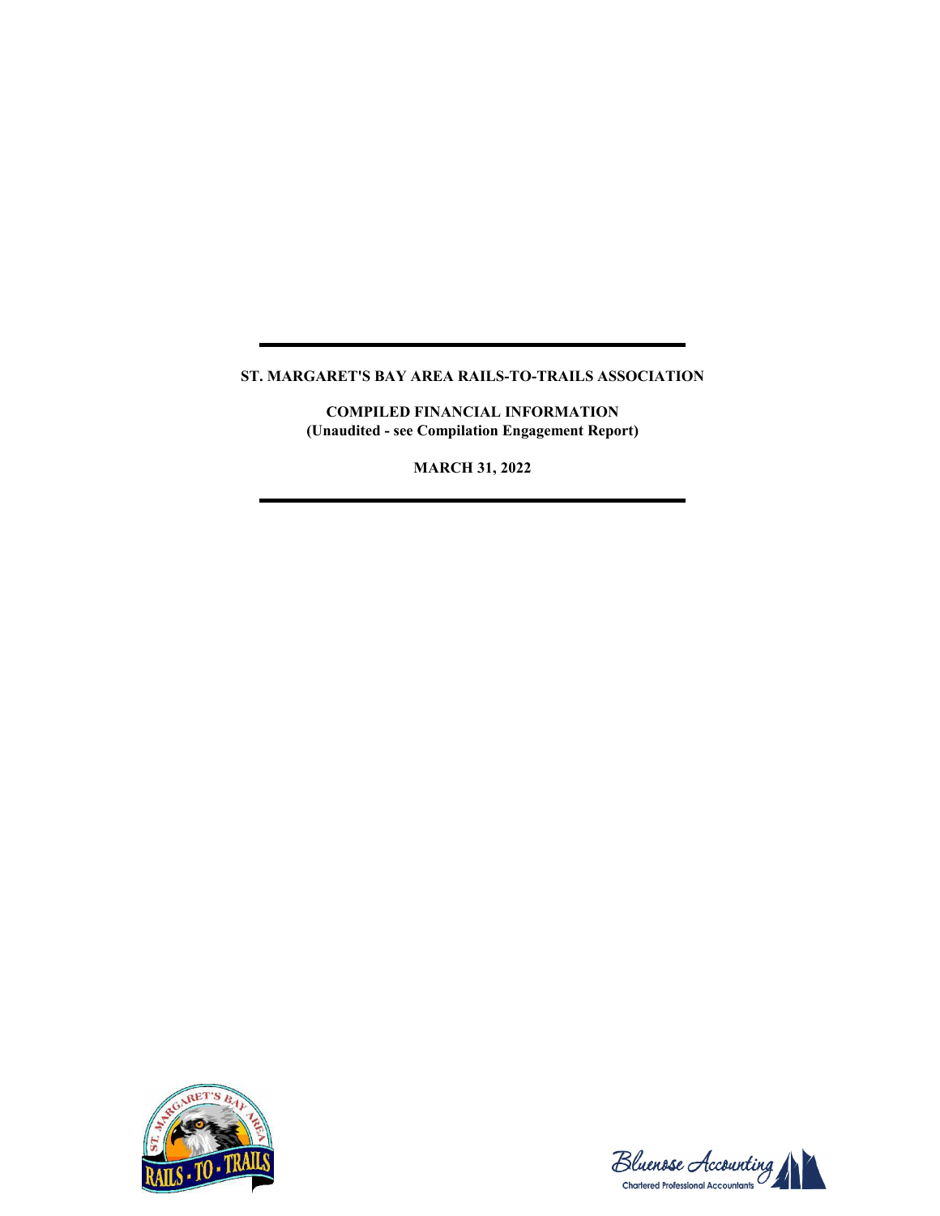# ST. MARGARET'S BAY AREA RAILS-TO-TRAILS ASSOCIATION

**COMPILED FINANCIAL INFORMATION**
**(Unaudited - see Compilation Engagement Report)**

**MARCH 31, 2022**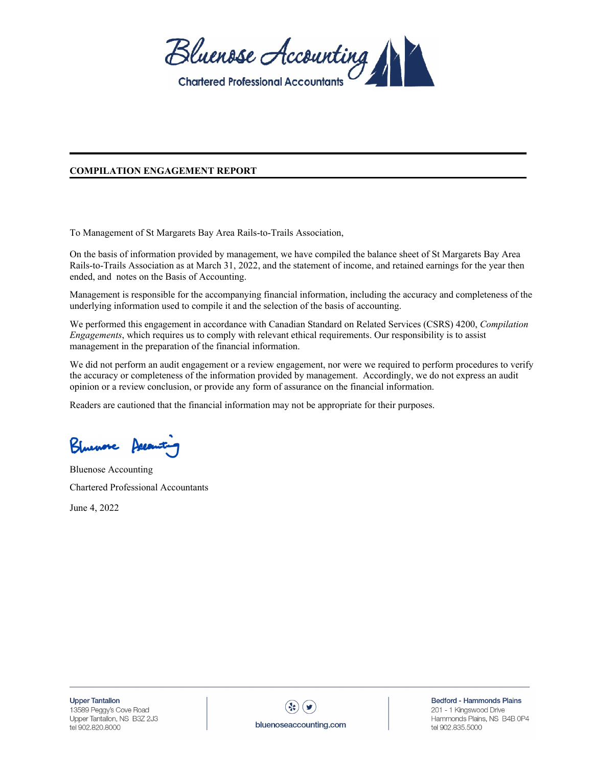## COMPILATION ENGAGEMENT REPORT

To Management of St Margarets Bay Area Rails-to-Trails Association,

On the basis of information provided by management, we have compiled the balance sheet of St Margarets Bay Area Rails-to-Trails Association as at March 31, 2022, and the statement of income, and retained earnings for the year then ended, and notes on the Basis of Accounting.

Management is responsible for the accompanying financial information, including the accuracy and completeness of the underlying information used to compile it and the selection of the basis of accounting.

We performed this engagement in accordance with Canadian Standard on Related Services (CSRS) 4200, *Compilation Engagements*, which requires us to comply with relevant ethical requirements. Our responsibility is to assist management in the preparation of the financial information.

We did not perform an audit engagement or a review engagement, nor were we required to perform procedures to verify the accuracy or completeness of the information provided by management. Accordingly, we do not express an audit opinion or a review conclusion, or provide any form of assurance on the financial information.

Readers are cautioned that the financial information may not be appropriate for their purposes.

Bluenose Accounting

Chartered Professional Accountants

June 4, 2022

Upper Tantallon
13589 Peggy's Cove Road
Upper Tantallon, NS B3Z 2J3
tel 902.820.8000

bluenoseaccounting.com

Bedford - Hammonds Plains
201 - 1 Kingswood Drive
Hammonds Plains, NS B4B 0P4
tel 902.835.5000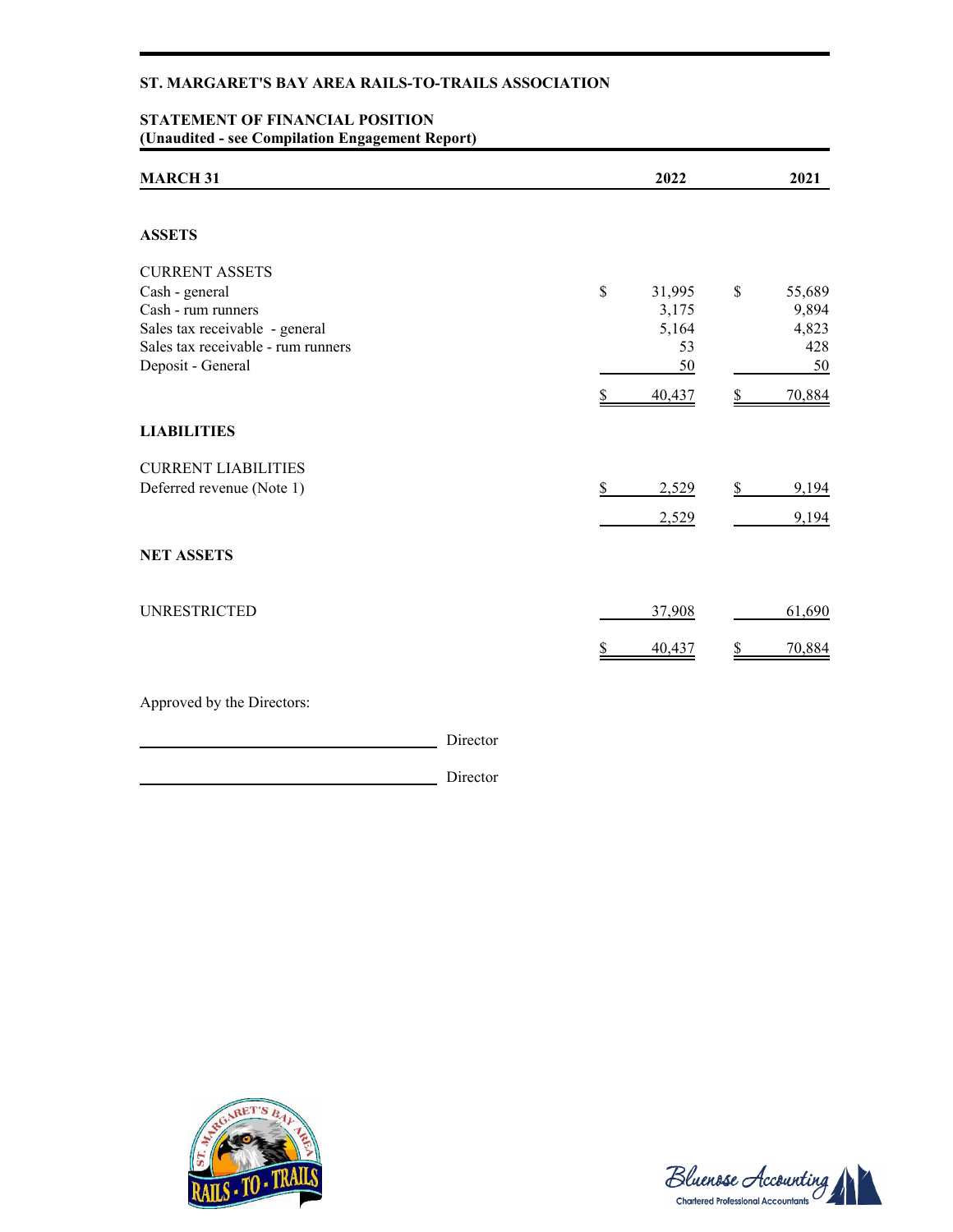**ST. MARGARET'S BAY AREA RAILS-TO-TRAILS ASSOCIATION**

**STATEMENT OF FINANCIAL POSITION**
**(Unaudited - see Compilation Engagement Report)**

| MARCH 31 | 2022 | 2021 |
|---|---|---|
| **ASSETS** | | |
| CURRENT ASSETS | | |
| Cash - general | $ 31,995 | $ 55,689 |
| Cash - rum runners | 3,175 | 9,894 |
| Sales tax receivable - general | 5,164 | 4,823 |
| Sales tax receivable - rum runners | 53 | 428 |
| Deposit - General | 50 | 50 |
| | $ 40,437 | $ 70,884 |
| **LIABILITIES** | | |
| CURRENT LIABILITIES | | |
| Deferred revenue (Note 1) | $ 2,529 | $ 9,194 |
| | 2,529 | 9,194 |
| **NET ASSETS** | | |
| UNRESTRICTED | 37,908 | 61,690 |
| | $ 40,437 | $ 70,884 |

Approved by the Directors:

\_\_\_\_\_\_\_\_\_\_\_\_\_\_\_\_\_\_\_\_\_\_\_\_\_\_\_\_\_\_ Director

\_\_\_\_\_\_\_\_\_\_\_\_\_\_\_\_\_\_\_\_\_\_\_\_\_\_\_\_\_\_ Director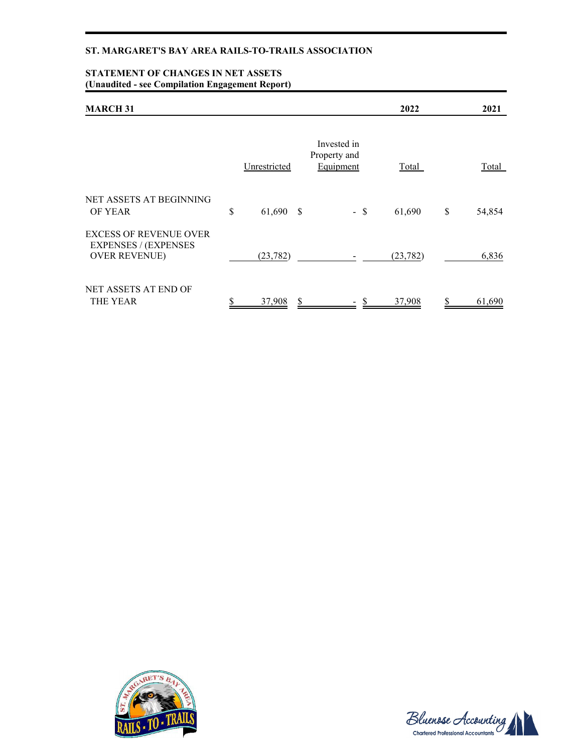**ST. MARGARET'S BAY AREA RAILS-TO-TRAILS ASSOCIATION**

**STATEMENT OF CHANGES IN NET ASSETS**
**(Unaudited - see Compilation Engagement Report)**

| MARCH 31 | | | 2022 | 2021 |
|---|---|---|---|---|
| | Unrestricted | Invested in Property and Equipment | Total | Total |
| NET ASSETS AT BEGINNING OF YEAR | $ 61,690 | $ - | $ 61,690 | $ 54,854 |
| EXCESS OF REVENUE OVER EXPENSES / (EXPENSES OVER REVENUE) | (23,782) | - | (23,782) | 6,836 |
| NET ASSETS AT END OF THE YEAR | $ 37,908 | $ - | $ 37,908 | $ 61,690 |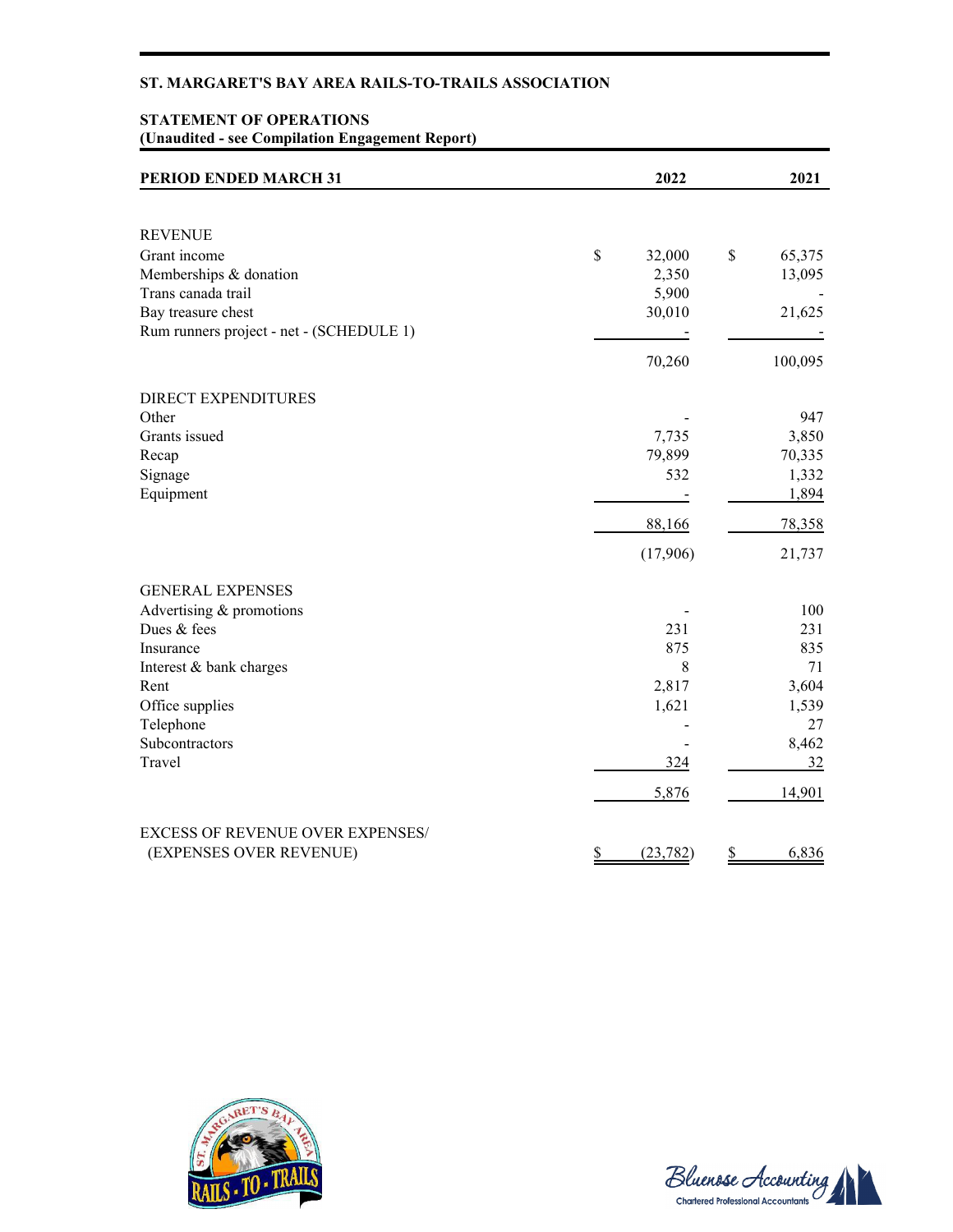**ST. MARGARET'S BAY AREA RAILS-TO-TRAILS ASSOCIATION**

**STATEMENT OF OPERATIONS**
**(Unaudited - see Compilation Engagement Report)**

| PERIOD ENDED MARCH 31 | 2022 | 2021 |
|---|---|---|
| **REVENUE** | | |
| Grant income | $ 32,000 | $ 65,375 |
| Memberships & donation | 2,350 | 13,095 |
| Trans canada trail | 5,900 | - |
| Bay treasure chest | 30,010 | 21,625 |
| Rum runners project - net - (SCHEDULE 1) | - | - |
| | 70,260 | 100,095 |
| **DIRECT EXPENDITURES** | | |
| Other | - | 947 |
| Grants issued | 7,735 | 3,850 |
| Recap | 79,899 | 70,335 |
| Signage | 532 | 1,332 |
| Equipment | - | 1,894 |
| | 88,166 | 78,358 |
| | (17,906) | 21,737 |
| **GENERAL EXPENSES** | | |
| Advertising & promotions | - | 100 |
| Dues & fees | 231 | 231 |
| Insurance | 875 | 835 |
| Interest & bank charges | 8 | 71 |
| Rent | 2,817 | 3,604 |
| Office supplies | 1,621 | 1,539 |
| Telephone | - | 27 |
| Subcontractors | - | 8,462 |
| Travel | 324 | 32 |
| | 5,876 | 14,901 |
| **EXCESS OF REVENUE OVER EXPENSES/ (EXPENSES OVER REVENUE)** | $ (23,782) | $ 6,836 |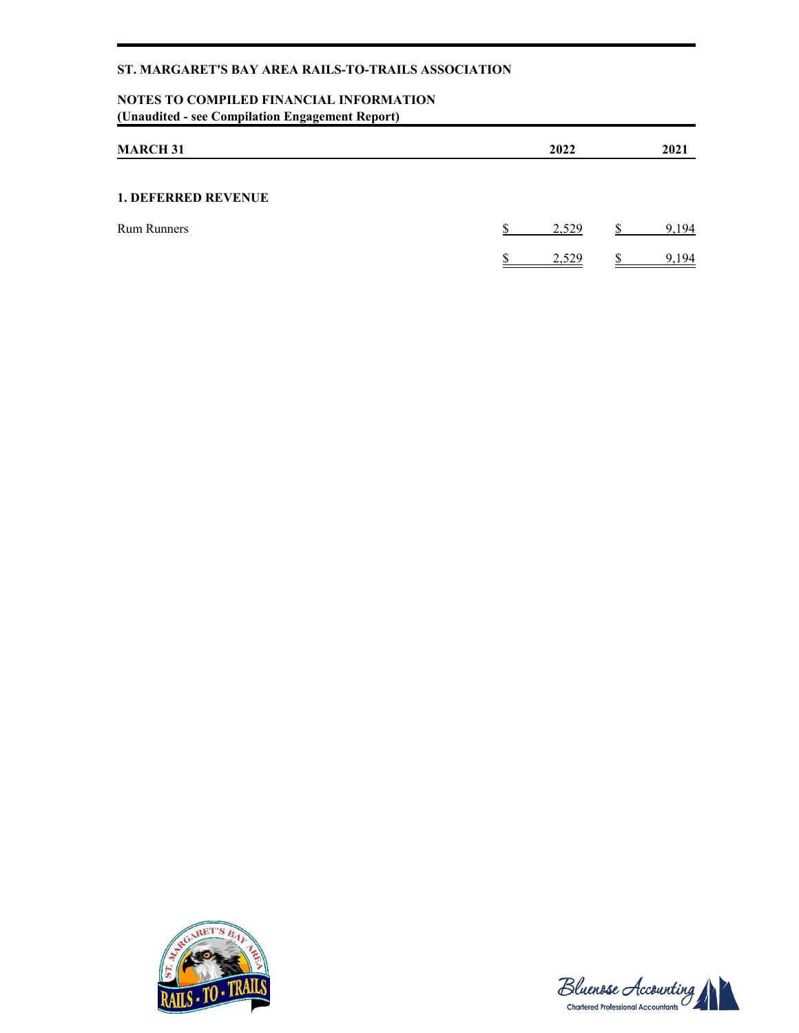**ST. MARGARET'S BAY AREA RAILS-TO-TRAILS ASSOCIATION**

**NOTES TO COMPILED FINANCIAL INFORMATION**
**(Unaudited - see Compilation Engagement Report)**

| MARCH 31 | 2022 | 2021 |
|---|---|---|

## 1. DEFERRED REVENUE

| | 2022 | 2021 |
|---|---|---|
| Rum Runners | $ 2,529 | $ 9,194 |
| | $ 2,529 | $ 9,194 |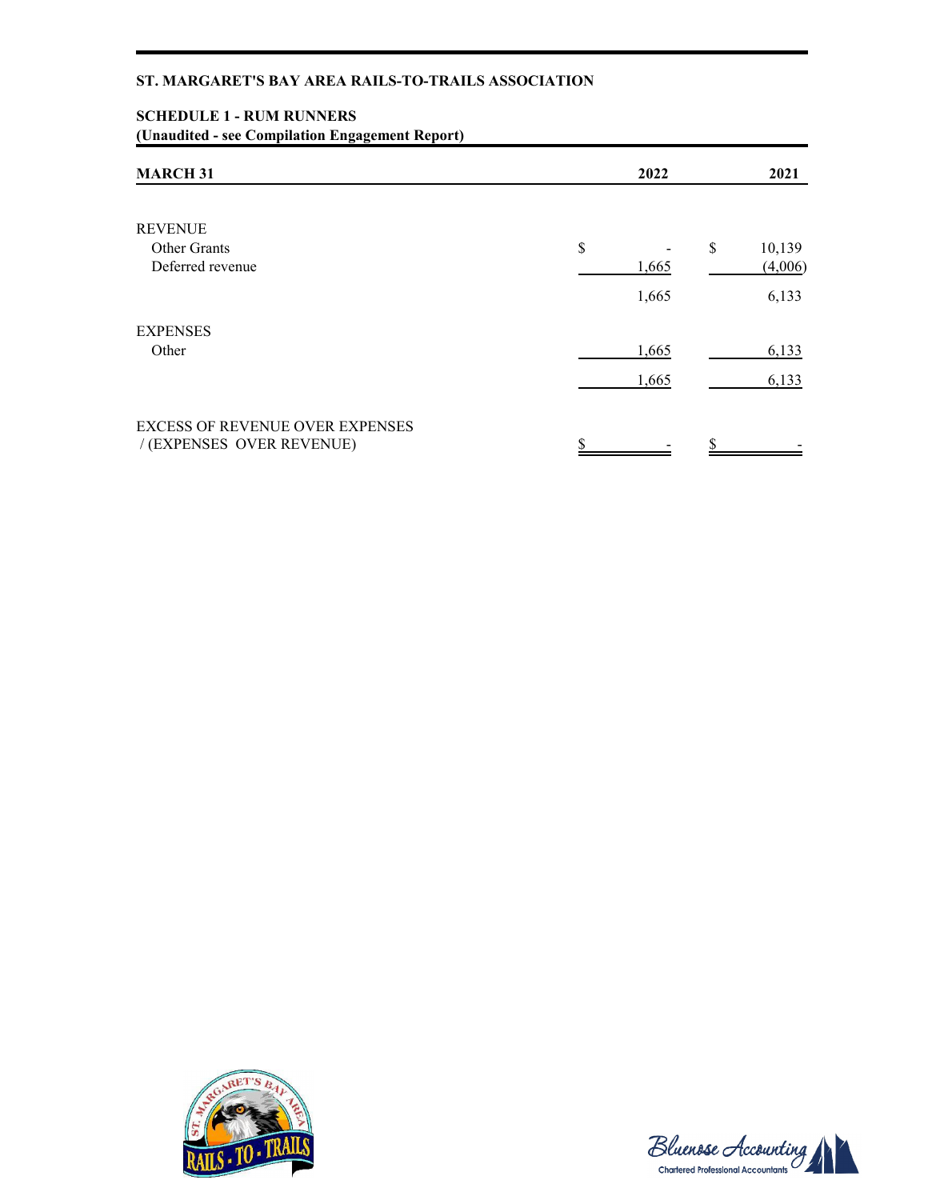**ST. MARGARET'S BAY AREA RAILS-TO-TRAILS ASSOCIATION**

**SCHEDULE 1 - RUM RUNNERS**
**(Unaudited - see Compilation Engagement Report)**

| MARCH 31 | 2022 | 2021 |
|---|---|---|
| REVENUE | | |
| Other Grants | $ - | $ 10,139 |
| Deferred revenue | 1,665 | (4,006) |
| | 1,665 | 6,133 |
| EXPENSES | | |
| Other | 1,665 | 6,133 |
| | 1,665 | 6,133 |
| EXCESS OF REVENUE OVER EXPENSES / (EXPENSES OVER REVENUE) | $ - | $ - |